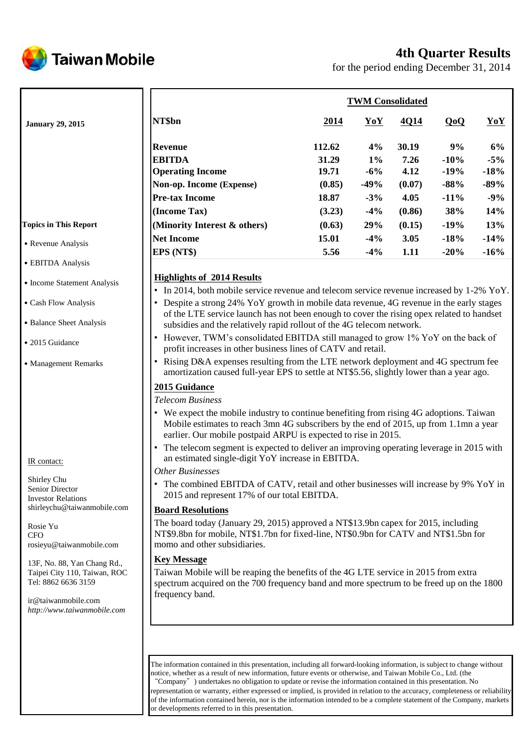# 4th Quarter Results

for the period ending December 31, 2014

**January 29, 2015**

**Topics in This Report**

- Revenue Analysis
- EBITDA Analysis
- Income Statement Analysis
- Cash Flow Analysis
- Balance Sheet Analysis
- 2015 Guidance
- Management Remarks

IR contact:

Shirley Chu
Senior Director
Investor Relations
shirleychu@taiwanmobile.com

Rosie Yu
CFO
rosieyu@taiwanmobile.com

13F, No. 88, Yan Chang Rd.,
Taipei City 110, Taiwan, ROC
Tel: 8862 6636 3159

ir@taiwanmobile.com
*http://www.taiwanmobile.com*

| | TWM Consolidated | | | | |
|---|---|---|---|---|---|
| **NT$bn** | **2014** | **YoY** | **4Q14** | **QoQ** | **YoY** |
| **Revenue** | **112.62** | **4%** | **30.19** | **9%** | **6%** |
| **EBITDA** | **31.29** | **1%** | **7.26** | **-10%** | **-5%** |
| **Operating Income** | **19.71** | **-6%** | **4.12** | **-19%** | **-18%** |
| **Non-op. Income (Expense)** | **(0.85)** | **-49%** | **(0.07)** | **-88%** | **-89%** |
| **Pre-tax Income** | **18.87** | **-3%** | **4.05** | **-11%** | **-9%** |
| **(Income Tax)** | **(3.23)** | **-4%** | **(0.86)** | **38%** | **14%** |
| **(Minority Interest & others)** | **(0.63)** | **29%** | **(0.15)** | **-19%** | **13%** |
| **Net Income** | **15.01** | **-4%** | **3.05** | **-18%** | **-14%** |
| **EPS (NT$)** | **5.56** | **-4%** | **1.11** | **-20%** | **-16%** |

## Highlights of 2014 Results

- In 2014, both mobile service revenue and telecom service revenue increased by 1-2% YoY.
- Despite a strong 24% YoY growth in mobile data revenue, 4G revenue in the early stages of the LTE service launch has not been enough to cover the rising opex related to handset subsidies and the relatively rapid rollout of the 4G telecom network.
- However, TWM's consolidated EBITDA still managed to grow 1% YoY on the back of profit increases in other business lines of CATV and retail.
- Rising D&A expenses resulting from the LTE network deployment and 4G spectrum fee amortization caused full-year EPS to settle at NT$5.56, slightly lower than a year ago.

## 2015 Guidance

*Telecom Business*

- We expect the mobile industry to continue benefiting from rising 4G adoptions. Taiwan Mobile estimates to reach 3mn 4G subscribers by the end of 2015, up from 1.1mn a year earlier. Our mobile postpaid ARPU is expected to rise in 2015.
- The telecom segment is expected to deliver an improving operating leverage in 2015 with an estimated single-digit YoY increase in EBITDA.

*Other Businesses*

- The combined EBITDA of CATV, retail and other businesses will increase by 9% YoY in 2015 and represent 17% of our total EBITDA.

## Board Resolutions

The board today (January 29, 2015) approved a NT$13.9bn capex for 2015, including NT$9.8bn for mobile, NT$1.7bn for fixed-line, NT$0.9bn for CATV and NT$1.5bn for momo and other subsidiaries.

## Key Message

Taiwan Mobile will be reaping the benefits of the 4G LTE service in 2015 from extra spectrum acquired on the 700 frequency band and more spectrum to be freed up on the 1800 frequency band.

The information contained in this presentation, including all forward-looking information, is subject to change without notice, whether as a result of new information, future events or otherwise, and Taiwan Mobile Co., Ltd. (the "Company") undertakes no obligation to update or revise the information contained in this presentation. No representation or warranty, either expressed or implied, is provided in relation to the accuracy, completeness or reliability of the information contained herein, nor is the information intended to be a complete statement of the Company, markets or developments referred to in this presentation.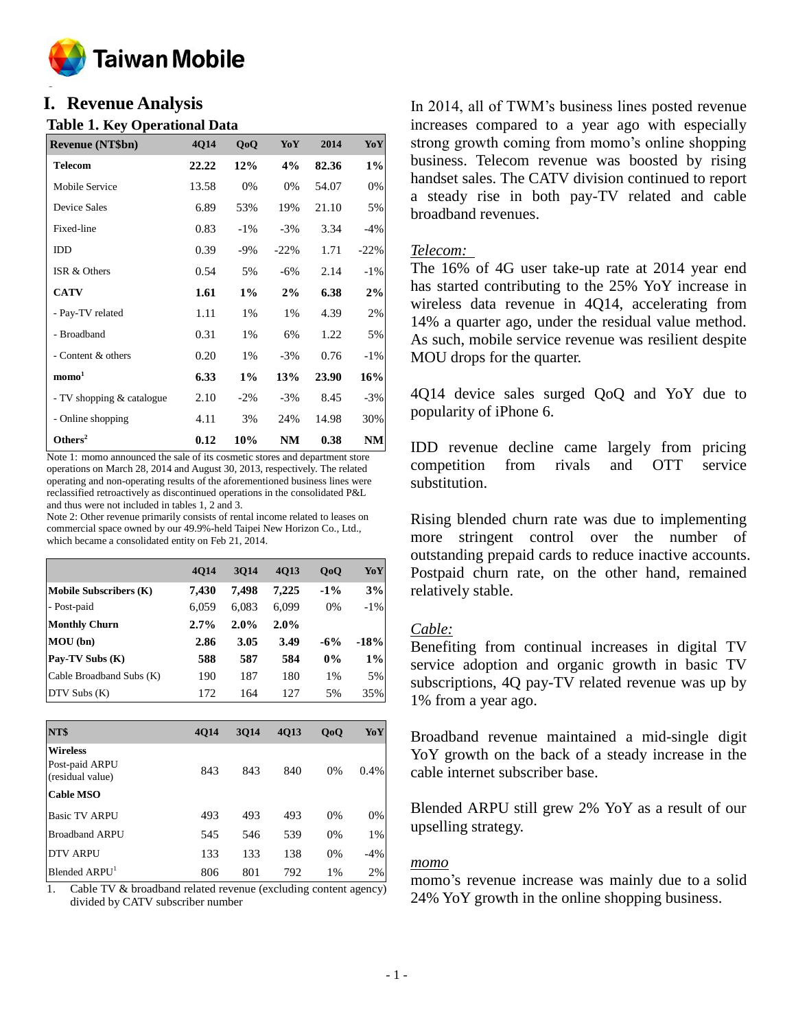# I. Revenue Analysis

## Table 1. Key Operational Data

| Revenue (NT$bn) | 4Q14 | QoQ | YoY | 2014 | YoY |
|---|---|---|---|---|---|
| **Telecom** | **22.22** | **12%** | **4%** | **82.36** | **1%** |
| Mobile Service | 13.58 | 0% | 0% | 54.07 | 0% |
| Device Sales | 6.89 | 53% | 19% | 21.10 | 5% |
| Fixed-line | 0.83 | -1% | -3% | 3.34 | -4% |
| IDD | 0.39 | -9% | -22% | 1.71 | -22% |
| ISR & Others | 0.54 | 5% | -6% | 2.14 | -1% |
| **CATV** | **1.61** | **1%** | **2%** | **6.38** | **2%** |
| - Pay-TV related | 1.11 | 1% | 1% | 4.39 | 2% |
| - Broadband | 0.31 | 1% | 6% | 1.22 | 5% |
| - Content & others | 0.20 | 1% | -3% | 0.76 | -1% |
| **momo[1]** | **6.33** | **1%** | **13%** | **23.90** | **16%** |
| - TV shopping & catalogue | 2.10 | -2% | -3% | 8.45 | -3% |
| - Online shopping | 4.11 | 3% | 24% | 14.98 | 30% |
| **Others[2]** | **0.12** | **10%** | **NM** | **0.38** | **NM** |

Note 1: momo announced the sale of its cosmetic stores and department store operations on March 28, 2014 and August 30, 2013, respectively. The related operating and non-operating results of the aforementioned business lines were reclassified retroactively as discontinued operations in the consolidated P&L and thus were not included in tables 1, 2 and 3.
Note 2: Other revenue primarily consists of rental income related to leases on commercial space owned by our 49.9%-held Taipei New Horizon Co., Ltd., which became a consolidated entity on Feb 21, 2014.

| | 4Q14 | 3Q14 | 4Q13 | QoQ | YoY |
|---|---|---|---|---|---|
| **Mobile Subscribers (K)** | **7,430** | **7,498** | **7,225** | **-1%** | **3%** |
| - Post-paid | 6,059 | 6,083 | 6,099 | 0% | -1% |
| **Monthly Churn** | **2.7%** | **2.0%** | **2.0%** | | |
| **MOU (bn)** | **2.86** | **3.05** | **3.49** | **-6%** | **-18%** |
| **Pay-TV Subs (K)** | **588** | **587** | **584** | **0%** | **1%** |
| Cable Broadband Subs (K) | 190 | 187 | 180 | 1% | 5% |
| DTV Subs (K) | 172 | 164 | 127 | 5% | 35% |

| NT$ | 4Q14 | 3Q14 | 4Q13 | QoQ | YoY |
|---|---|---|---|---|---|
| **Wireless** | | | | | |
| Post-paid ARPU (residual value) | 843 | 843 | 840 | 0% | 0.4% |
| **Cable MSO** | | | | | |
| Basic TV ARPU | 493 | 493 | 493 | 0% | 0% |
| Broadband ARPU | 545 | 546 | 539 | 0% | 1% |
| DTV ARPU | 133 | 133 | 138 | 0% | -4% |
| Blended ARPU[1] | 806 | 801 | 792 | 1% | 2% |

1. Cable TV & broadband related revenue (excluding content agency) divided by CATV subscriber number

In 2014, all of TWM's business lines posted revenue increases compared to a year ago with especially strong growth coming from momo's online shopping business. Telecom revenue was boosted by rising handset sales. The CATV division continued to report a steady rise in both pay-TV related and cable broadband revenues.

*Telecom:*

The 16% of 4G user take-up rate at 2014 year end has started contributing to the 25% YoY increase in wireless data revenue in 4Q14, accelerating from 14% a quarter ago, under the residual value method. As such, mobile service revenue was resilient despite MOU drops for the quarter.

4Q14 device sales surged QoQ and YoY due to popularity of iPhone 6.

IDD revenue decline came largely from pricing competition from rivals and OTT service substitution.

Rising blended churn rate was due to implementing more stringent control over the number of outstanding prepaid cards to reduce inactive accounts. Postpaid churn rate, on the other hand, remained relatively stable.

*Cable:*

Benefiting from continual increases in digital TV service adoption and organic growth in basic TV subscriptions, 4Q pay-TV related revenue was up by 1% from a year ago.

Broadband revenue maintained a mid-single digit YoY growth on the back of a steady increase in the cable internet subscriber base.

Blended ARPU still grew 2% YoY as a result of our upselling strategy.

*momo*

momo's revenue increase was mainly due to a solid 24% YoY growth in the online shopping business.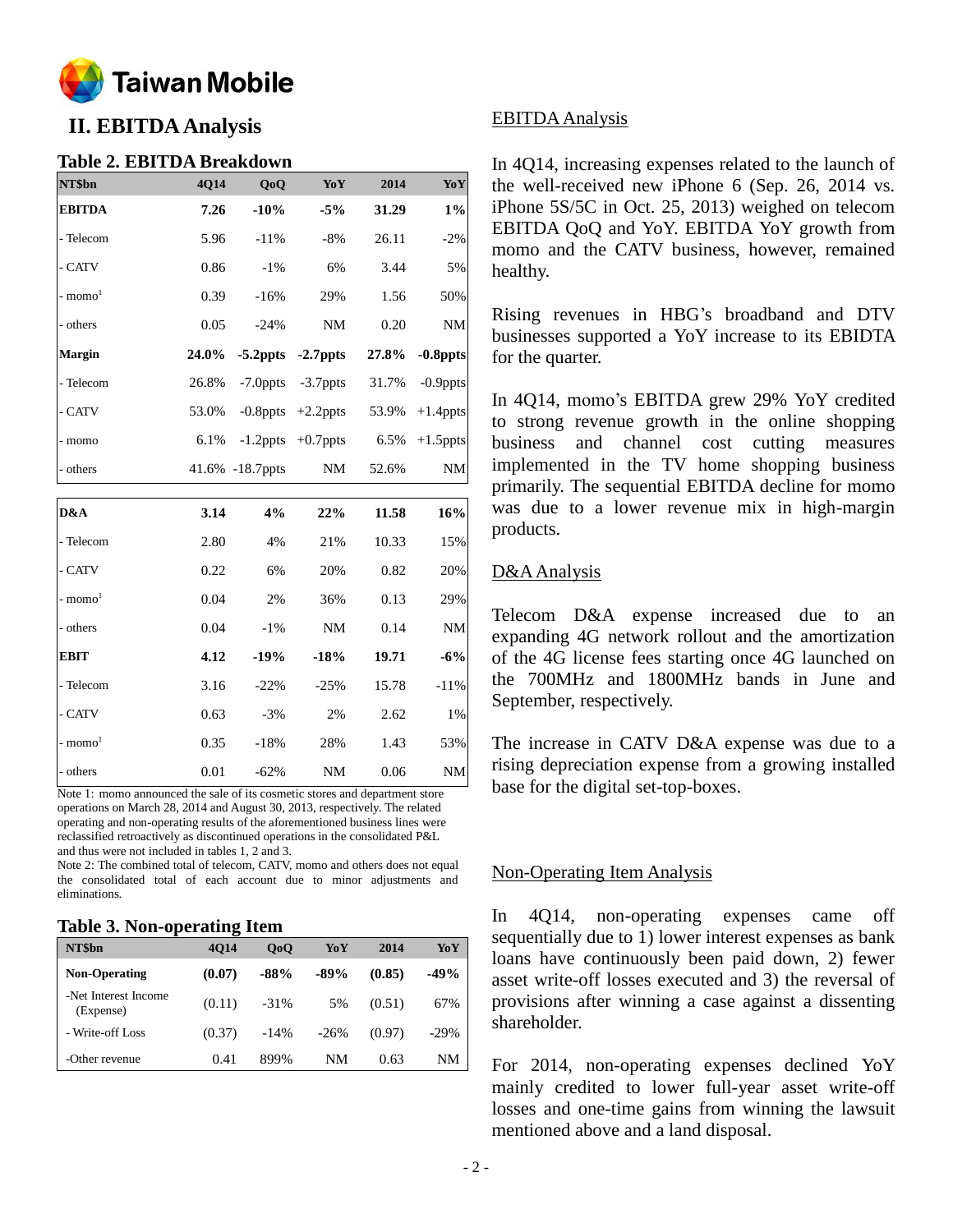## II. EBITDA Analysis

### Table 2. EBITDA Breakdown

| NT$bn | 4Q14 | QoQ | YoY | 2014 | YoY |
|---|---|---|---|---|---|
| **EBITDA** | **7.26** | **-10%** | **-5%** | **31.29** | **1%** |
| - Telecom | 5.96 | -11% | -8% | 26.11 | -2% |
| - CATV | 0.86 | -1% | 6% | 3.44 | 5% |
| - momo[1] | 0.39 | -16% | 29% | 1.56 | 50% |
| - others | 0.05 | -24% | NM | 0.20 | NM |
| **Margin** | **24.0%** | **-5.2ppts** | **-2.7ppts** | **27.8%** | **-0.8ppts** |
| - Telecom | 26.8% | -7.0ppts | -3.7ppts | 31.7% | -0.9ppts |
| - CATV | 53.0% | -0.8ppts | +2.2ppts | 53.9% | +1.4ppts |
| - momo | 6.1% | -1.2ppts | +0.7ppts | 6.5% | +1.5ppts |
| - others | 41.6% | -18.7ppts | NM | 52.6% | NM |
| **D&A** | **3.14** | **4%** | **22%** | **11.58** | **16%** |
| - Telecom | 2.80 | 4% | 21% | 10.33 | 15% |
| - CATV | 0.22 | 6% | 20% | 0.82 | 20% |
| - momo[1] | 0.04 | 2% | 36% | 0.13 | 29% |
| - others | 0.04 | -1% | NM | 0.14 | NM |
| **EBIT** | **4.12** | **-19%** | **-18%** | **19.71** | **-6%** |
| - Telecom | 3.16 | -22% | -25% | 15.78 | -11% |
| - CATV | 0.63 | -3% | 2% | 2.62 | 1% |
| - momo[1] | 0.35 | -18% | 28% | 1.43 | 53% |
| - others | 0.01 | -62% | NM | 0.06 | NM |

Note 1: momo announced the sale of its cosmetic stores and department store operations on March 28, 2014 and August 30, 2013, respectively. The related operating and non-operating results of the aforementioned business lines were reclassified retroactively as discontinued operations in the consolidated P&L and thus were not included in tables 1, 2 and 3.

Note 2: The combined total of telecom, CATV, momo and others does not equal the consolidated total of each account due to minor adjustments and eliminations.

### Table 3. Non-operating Item

| NT$bn | 4Q14 | QoQ | YoY | 2014 | YoY |
|---|---|---|---|---|---|
| **Non-Operating** | **(0.07)** | **-88%** | **-89%** | **(0.85)** | **-49%** |
| -Net Interest Income (Expense) | (0.11) | -31% | 5% | (0.51) | 67% |
| - Write-off Loss | (0.37) | -14% | -26% | (0.97) | -29% |
| -Other revenue | 0.41 | 899% | NM | 0.63 | NM |

<u>EBITDA Analysis</u>

In 4Q14, increasing expenses related to the launch of the well-received new iPhone 6 (Sep. 26, 2014 vs. iPhone 5S/5C in Oct. 25, 2013) weighed on telecom EBITDA QoQ and YoY. EBITDA YoY growth from momo and the CATV business, however, remained healthy.

Rising revenues in HBG's broadband and DTV businesses supported a YoY increase to its EBIDTA for the quarter.

In 4Q14, momo's EBITDA grew 29% YoY credited to strong revenue growth in the online shopping business and channel cost cutting measures implemented in the TV home shopping business primarily. The sequential EBITDA decline for momo was due to a lower revenue mix in high-margin products.

<u>D&A Analysis</u>

Telecom D&A expense increased due to an expanding 4G network rollout and the amortization of the 4G license fees starting once 4G launched on the 700MHz and 1800MHz bands in June and September, respectively.

The increase in CATV D&A expense was due to a rising depreciation expense from a growing installed base for the digital set-top-boxes.

<u>Non-Operating Item Analysis</u>

In 4Q14, non-operating expenses came off sequentially due to 1) lower interest expenses as bank loans have continuously been paid down, 2) fewer asset write-off losses executed and 3) the reversal of provisions after winning a case against a dissenting shareholder.

For 2014, non-operating expenses declined YoY mainly credited to lower full-year asset write-off losses and one-time gains from winning the lawsuit mentioned above and a land disposal.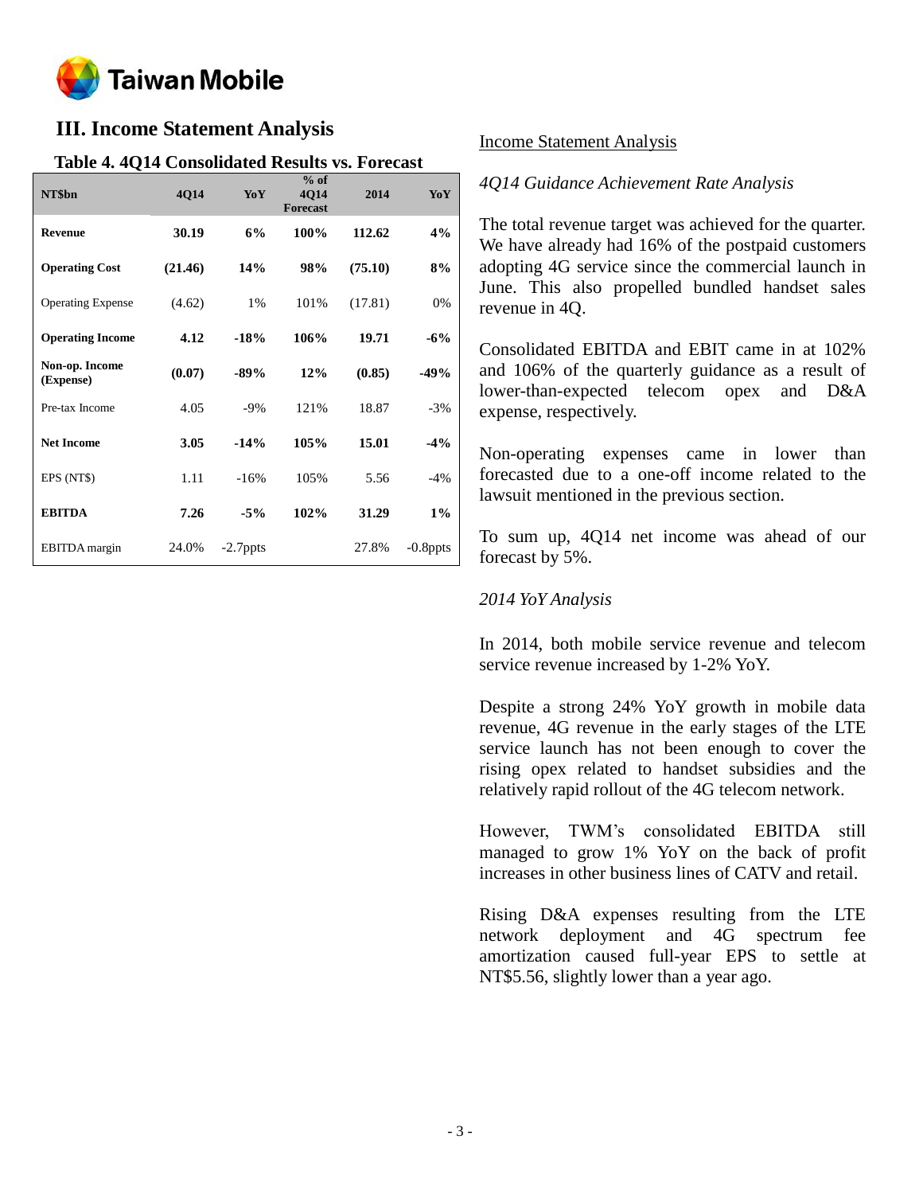## III. Income Statement Analysis

### Table 4. 4Q14 Consolidated Results vs. Forecast

| NT$bn | 4Q14 | YoY | % of 4Q14 Forecast | 2014 | YoY |
|---|---|---|---|---|---|
| **Revenue** | **30.19** | **6%** | **100%** | **112.62** | **4%** |
| **Operating Cost** | **(21.46)** | **14%** | **98%** | **(75.10)** | **8%** |
| Operating Expense | (4.62) | 1% | 101% | (17.81) | 0% |
| **Operating Income** | **4.12** | **-18%** | **106%** | **19.71** | **-6%** |
| **Non-op. Income (Expense)** | **(0.07)** | **-89%** | **12%** | **(0.85)** | **-49%** |
| Pre-tax Income | 4.05 | -9% | 121% | 18.87 | -3% |
| **Net Income** | **3.05** | **-14%** | **105%** | **15.01** | **-4%** |
| EPS (NT$) | 1.11 | -16% | 105% | 5.56 | -4% |
| **EBITDA** | **7.26** | **-5%** | **102%** | **31.29** | **1%** |
| EBITDA margin | 24.0% | -2.7ppts | | 27.8% | -0.8ppts |

Income Statement Analysis

*4Q14 Guidance Achievement Rate Analysis*

The total revenue target was achieved for the quarter. We have already had 16% of the postpaid customers adopting 4G service since the commercial launch in June. This also propelled bundled handset sales revenue in 4Q.

Consolidated EBITDA and EBIT came in at 102% and 106% of the quarterly guidance as a result of lower-than-expected telecom opex and D&A expense, respectively.

Non-operating expenses came in lower than forecasted due to a one-off income related to the lawsuit mentioned in the previous section.

To sum up, 4Q14 net income was ahead of our forecast by 5%.

*2014 YoY Analysis*

In 2014, both mobile service revenue and telecom service revenue increased by 1-2% YoY.

Despite a strong 24% YoY growth in mobile data revenue, 4G revenue in the early stages of the LTE service launch has not been enough to cover the rising opex related to handset subsidies and the relatively rapid rollout of the 4G telecom network.

However, TWM's consolidated EBITDA still managed to grow 1% YoY on the back of profit increases in other business lines of CATV and retail.

Rising D&A expenses resulting from the LTE network deployment and 4G spectrum fee amortization caused full-year EPS to settle at NT$5.56, slightly lower than a year ago.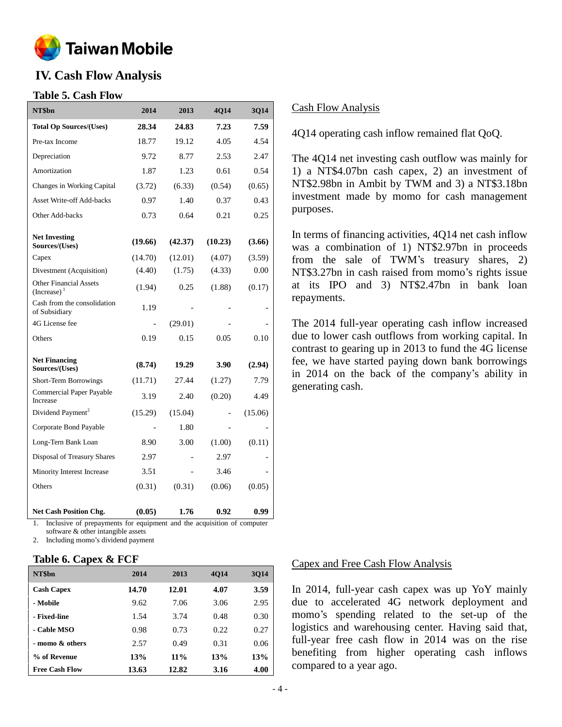# IV. Cash Flow Analysis

## Table 5. Cash Flow

| NT$bn | 2014 | 2013 | 4Q14 | 3Q14 |
|---|---|---|---|---|
| **Total Op Sources/(Uses)** | **28.34** | **24.83** | **7.23** | **7.59** |
| Pre-tax Income | 18.77 | 19.12 | 4.05 | 4.54 |
| Depreciation | 9.72 | 8.77 | 2.53 | 2.47 |
| Amortization | 1.87 | 1.23 | 0.61 | 0.54 |
| Changes in Working Capital | (3.72) | (6.33) | (0.54) | (0.65) |
| Asset Write-off Add-backs | 0.97 | 1.40 | 0.37 | 0.43 |
| Other Add-backs | 0.73 | 0.64 | 0.21 | 0.25 |
| **Net Investing Sources/(Uses)** | **(19.66)** | **(42.37)** | **(10.23)** | **(3.66)** |
| Capex | (14.70) | (12.01) | (4.07) | (3.59) |
| Divestment (Acquisition) | (4.40) | (1.75) | (4.33) | 0.00 |
| Other Financial Assets (Increase) [1] | (1.94) | 0.25 | (1.88) | (0.17) |
| Cash from the consolidation of Subsidiary | 1.19 | - | - | - |
| 4G License fee | - | (29.01) | - | - |
| Others | 0.19 | 0.15 | 0.05 | 0.10 |
| **Net Financing Sources/(Uses)** | **(8.74)** | **19.29** | **3.90** | **(2.94)** |
| Short-Term Borrowings | (11.71) | 27.44 | (1.27) | 7.79 |
| Commercial Paper Payable Increase | 3.19 | 2.40 | (0.20) | 4.49 |
| Dividend Payment[2] | (15.29) | (15.04) | - | (15.06) |
| Corporate Bond Payable | - | 1.80 | - | - |
| Long-Tern Bank Loan | 8.90 | 3.00 | (1.00) | (0.11) |
| Disposal of Treasury Shares | 2.97 | - | 2.97 | - |
| Minority Interest Increase | 3.51 | - | 3.46 | - |
| Others | (0.31) | (0.31) | (0.06) | (0.05) |
| **Net Cash Position Chg.** | **(0.05)** | **1.76** | **0.92** | **0.99** |

1. Inclusive of prepayments for equipment and the acquisition of computer software & other intangible assets
2. Including momo's dividend payment

### Cash Flow Analysis

4Q14 operating cash inflow remained flat QoQ.

The 4Q14 net investing cash outflow was mainly for 1) a NT$4.07bn cash capex, 2) an investment of NT$2.98bn in Ambit by TWM and 3) a NT$3.18bn investment made by momo for cash management purposes.

In terms of financing activities, 4Q14 net cash inflow was a combination of 1) NT$2.97bn in proceeds from the sale of TWM's treasury shares, 2) NT$3.27bn in cash raised from momo's rights issue at its IPO and 3) NT$2.47bn in bank loan repayments.

The 2014 full-year operating cash inflow increased due to lower cash outflows from working capital. In contrast to gearing up in 2013 to fund the 4G license fee, we have started paying down bank borrowings in 2014 on the back of the company's ability in generating cash.

## Table 6. Capex & FCF

| NT$bn | 2014 | 2013 | 4Q14 | 3Q14 |
|---|---|---|---|---|
| **Cash Capex** | **14.70** | **12.01** | **4.07** | **3.59** |
| **- Mobile** | 9.62 | 7.06 | 3.06 | 2.95 |
| **- Fixed-line** | 1.54 | 3.74 | 0.48 | 0.30 |
| **- Cable MSO** | 0.98 | 0.73 | 0.22 | 0.27 |
| **- momo & others** | 2.57 | 0.49 | 0.31 | 0.06 |
| **% of Revenue** | **13%** | **11%** | **13%** | **13%** |
| **Free Cash Flow** | **13.63** | **12.82** | **3.16** | **4.00** |

### Capex and Free Cash Flow Analysis

In 2014, full-year cash capex was up YoY mainly due to accelerated 4G network deployment and momo's spending related to the set-up of the logistics and warehousing center. Having said that, full-year free cash flow in 2014 was on the rise benefiting from higher operating cash inflows compared to a year ago.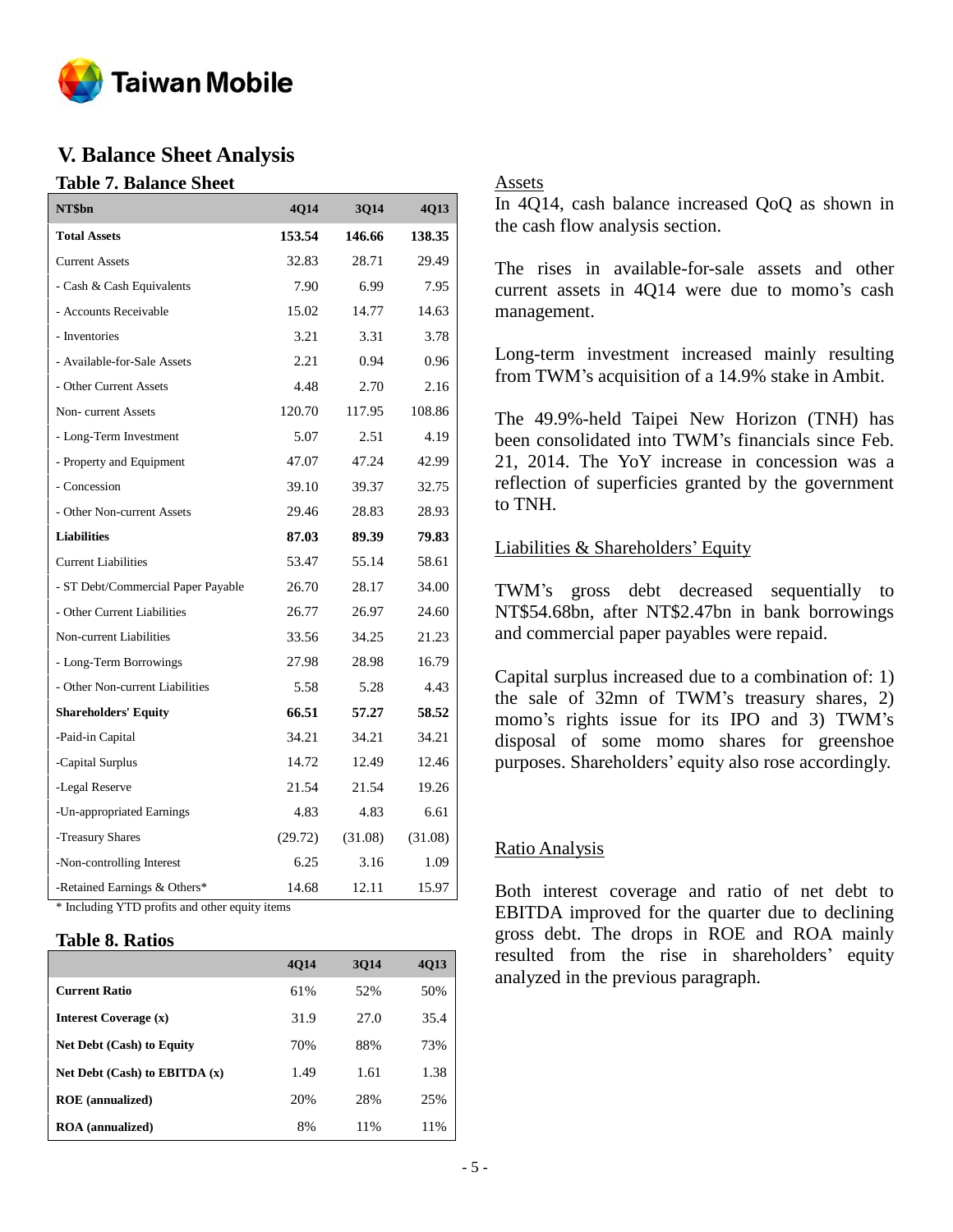## V. Balance Sheet Analysis

### Table 7. Balance Sheet

| NT$bn | 4Q14 | 3Q14 | 4Q13 |
|---|---|---|---|
| **Total Assets** | **153.54** | **146.66** | **138.35** |
| Current Assets | 32.83 | 28.71 | 29.49 |
| - Cash & Cash Equivalents | 7.90 | 6.99 | 7.95 |
| - Accounts Receivable | 15.02 | 14.77 | 14.63 |
| - Inventories | 3.21 | 3.31 | 3.78 |
| - Available-for-Sale Assets | 2.21 | 0.94 | 0.96 |
| - Other Current Assets | 4.48 | 2.70 | 2.16 |
| Non- current Assets | 120.70 | 117.95 | 108.86 |
| - Long-Term Investment | 5.07 | 2.51 | 4.19 |
| - Property and Equipment | 47.07 | 47.24 | 42.99 |
| - Concession | 39.10 | 39.37 | 32.75 |
| - Other Non-current Assets | 29.46 | 28.83 | 28.93 |
| **Liabilities** | **87.03** | **89.39** | **79.83** |
| Current Liabilities | 53.47 | 55.14 | 58.61 |
| - ST Debt/Commercial Paper Payable | 26.70 | 28.17 | 34.00 |
| - Other Current Liabilities | 26.77 | 26.97 | 24.60 |
| Non-current Liabilities | 33.56 | 34.25 | 21.23 |
| - Long-Term Borrowings | 27.98 | 28.98 | 16.79 |
| - Other Non-current Liabilities | 5.58 | 5.28 | 4.43 |
| **Shareholders' Equity** | **66.51** | **57.27** | **58.52** |
| -Paid-in Capital | 34.21 | 34.21 | 34.21 |
| -Capital Surplus | 14.72 | 12.49 | 12.46 |
| -Legal Reserve | 21.54 | 21.54 | 19.26 |
| -Un-appropriated Earnings | 4.83 | 4.83 | 6.61 |
| -Treasury Shares | (29.72) | (31.08) | (31.08) |
| -Non-controlling Interest | 6.25 | 3.16 | 1.09 |
| -Retained Earnings & Others* | 14.68 | 12.11 | 15.97 |

\* Including YTD profits and other equity items

### Table 8. Ratios

| | 4Q14 | 3Q14 | 4Q13 |
|---|---|---|---|
| **Current Ratio** | 61% | 52% | 50% |
| **Interest Coverage (x)** | 31.9 | 27.0 | 35.4 |
| **Net Debt (Cash) to Equity** | 70% | 88% | 73% |
| **Net Debt (Cash) to EBITDA (x)** | 1.49 | 1.61 | 1.38 |
| **ROE (annualized)** | 20% | 28% | 25% |
| **ROA (annualized)** | 8% | 11% | 11% |

Assets

In 4Q14, cash balance increased QoQ as shown in the cash flow analysis section.

The rises in available-for-sale assets and other current assets in 4Q14 were due to momo's cash management.

Long-term investment increased mainly resulting from TWM's acquisition of a 14.9% stake in Ambit.

The 49.9%-held Taipei New Horizon (TNH) has been consolidated into TWM's financials since Feb. 21, 2014. The YoY increase in concession was a reflection of superficies granted by the government to TNH.

Liabilities & Shareholders' Equity

TWM's gross debt decreased sequentially to NT$54.68bn, after NT$2.47bn in bank borrowings and commercial paper payables were repaid.

Capital surplus increased due to a combination of: 1) the sale of 32mn of TWM's treasury shares, 2) momo's rights issue for its IPO and 3) TWM's disposal of some momo shares for greenshoe purposes. Shareholders' equity also rose accordingly.

Ratio Analysis

Both interest coverage and ratio of net debt to EBITDA improved for the quarter due to declining gross debt. The drops in ROE and ROA mainly resulted from the rise in shareholders' equity analyzed in the previous paragraph.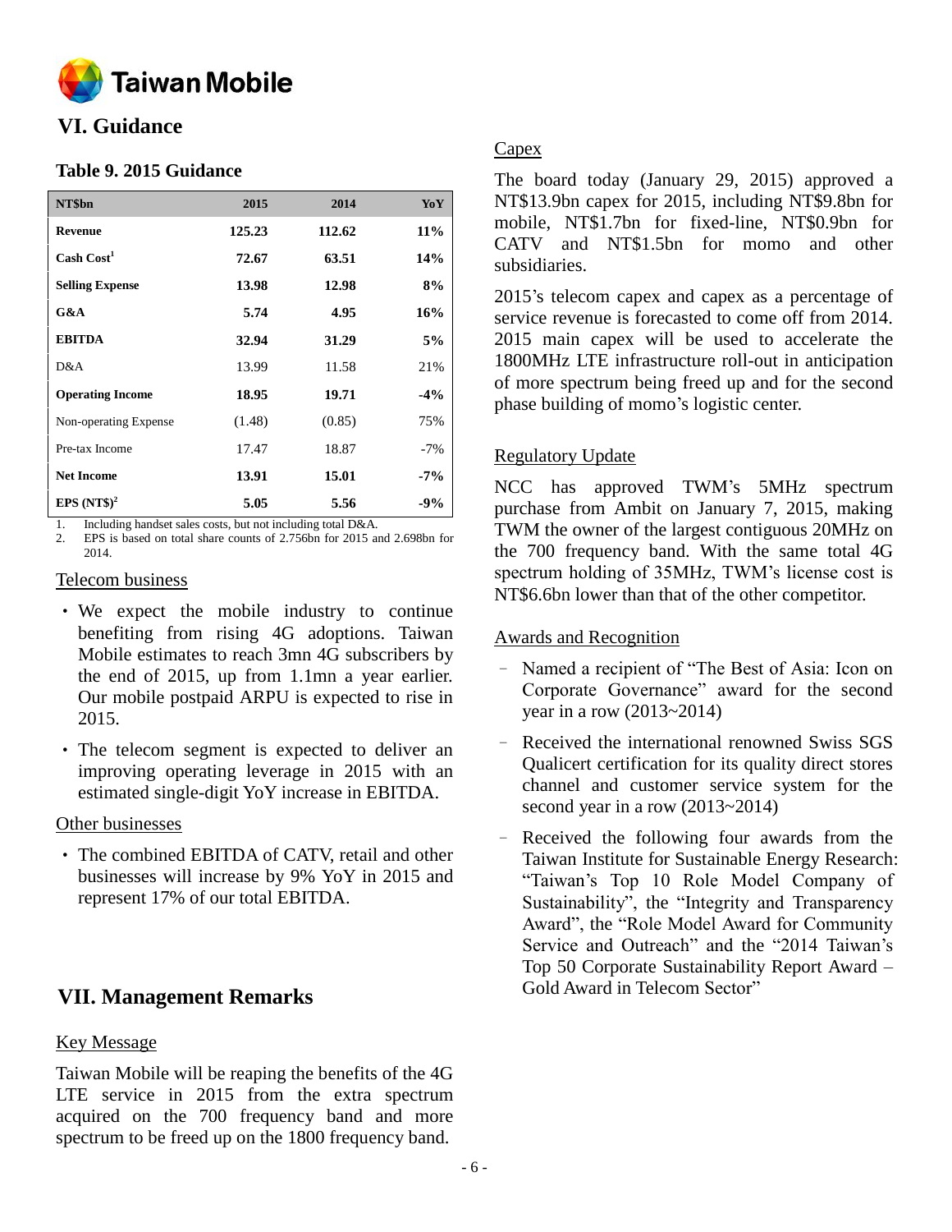## VI. Guidance

### Table 9. 2015 Guidance

| NT$bn | 2015 | 2014 | YoY |
|---|---|---|---|
| **Revenue** | **125.23** | **112.62** | **11%** |
| **Cash Cost**[1] | **72.67** | **63.51** | **14%** |
| **Selling Expense** | **13.98** | **12.98** | **8%** |
| **G&A** | **5.74** | **4.95** | **16%** |
| **EBITDA** | **32.94** | **31.29** | **5%** |
| D&A | 13.99 | 11.58 | 21% |
| **Operating Income** | **18.95** | **19.71** | **-4%** |
| Non-operating Expense | (1.48) | (0.85) | 75% |
| Pre-tax Income | 17.47 | 18.87 | -7% |
| **Net Income** | **13.91** | **15.01** | **-7%** |
| **EPS (NT$)**[2] | **5.05** | **5.56** | **-9%** |

1. Including handset sales costs, but not including total D&A.
2. EPS is based on total share counts of 2.756bn for 2015 and 2.698bn for 2014.

Telecom business

- We expect the mobile industry to continue benefiting from rising 4G adoptions. Taiwan Mobile estimates to reach 3mn 4G subscribers by the end of 2015, up from 1.1mn a year earlier. Our mobile postpaid ARPU is expected to rise in 2015.
- The telecom segment is expected to deliver an improving operating leverage in 2015 with an estimated single-digit YoY increase in EBITDA.

Other businesses

- The combined EBITDA of CATV, retail and other businesses will increase by 9% YoY in 2015 and represent 17% of our total EBITDA.

Capex

The board today (January 29, 2015) approved a NT$13.9bn capex for 2015, including NT$9.8bn for mobile, NT$1.7bn for fixed-line, NT$0.9bn for CATV and NT$1.5bn for momo and other subsidiaries.

2015's telecom capex and capex as a percentage of service revenue is forecasted to come off from 2014. 2015 main capex will be used to accelerate the 1800MHz LTE infrastructure roll-out in anticipation of more spectrum being freed up and for the second phase building of momo's logistic center.

Regulatory Update

NCC has approved TWM's 5MHz spectrum purchase from Ambit on January 7, 2015, making TWM the owner of the largest contiguous 20MHz on the 700 frequency band. With the same total 4G spectrum holding of 35MHz, TWM's license cost is NT$6.6bn lower than that of the other competitor.

Awards and Recognition

- Named a recipient of "The Best of Asia: Icon on Corporate Governance" award for the second year in a row (2013~2014)
- Received the international renowned Swiss SGS Qualicert certification for its quality direct stores channel and customer service system for the second year in a row (2013~2014)
- Received the following four awards from the Taiwan Institute for Sustainable Energy Research: "Taiwan's Top 10 Role Model Company of Sustainability", the "Integrity and Transparency Award", the "Role Model Award for Community Service and Outreach" and the "2014 Taiwan's Top 50 Corporate Sustainability Report Award – Gold Award in Telecom Sector"

## VII. Management Remarks

Key Message

Taiwan Mobile will be reaping the benefits of the 4G LTE service in 2015 from the extra spectrum acquired on the 700 frequency band and more spectrum to be freed up on the 1800 frequency band.